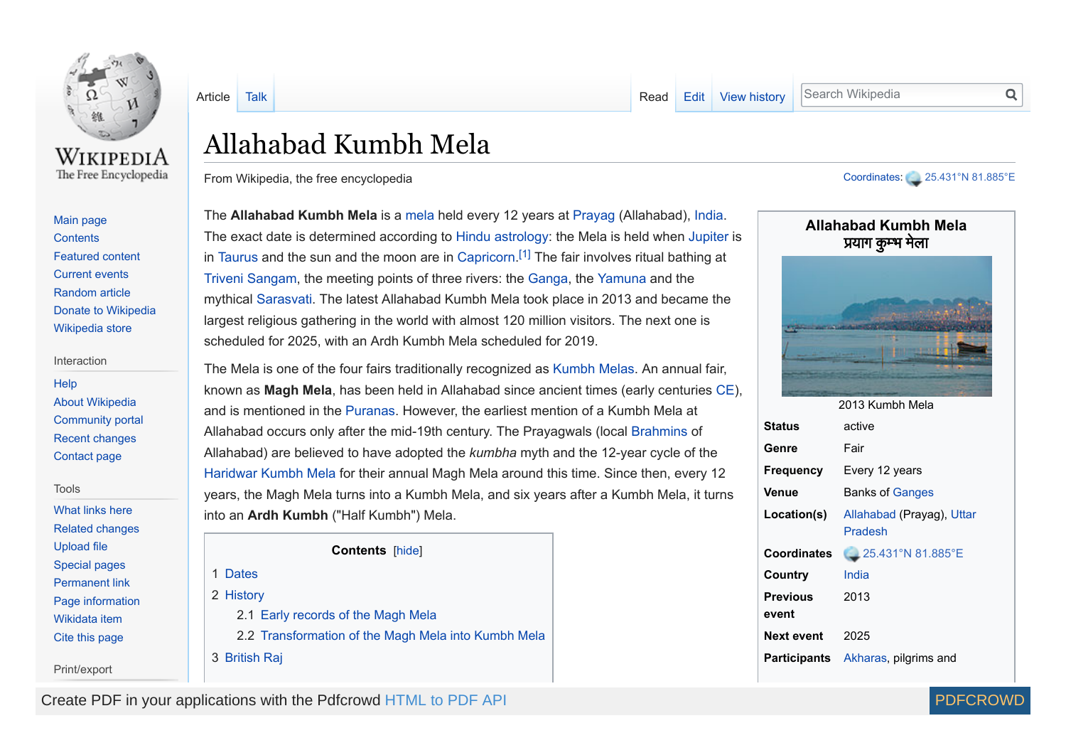# Allahabad Kumbh Mela

From Wikipedia, the free encyclopedia

Coordinates: 25.431°N 81.885°E

The **Allahabad Kumbh Mela** is a mela held every 12 years at Prayag (Allahabad), India. The exact date is determined according to Hindu astrology: the Mela is held when Jupiter is in Taurus and the sun and the moon are in Capricorn.[1] The fair involves ritual bathing at Triveni Sangam, the meeting points of three rivers: the Ganga, the Yamuna and the mythical Sarasvati. The latest Allahabad Kumbh Mela took place in 2013 and became the largest religious gathering in the world with almost 120 million visitors. The next one is scheduled for 2025, with an Ardh Kumbh Mela scheduled for 2019.

The Mela is one of the four fairs traditionally recognized as Kumbh Melas. An annual fair, known as **Magh Mela**, has been held in Allahabad since ancient times (early centuries CE), and is mentioned in the Puranas. However, the earliest mention of a Kumbh Mela at Allahabad occurs only after the mid-19th century. The Prayagwals (local Brahmins of Allahabad) are believed to have adopted the *kumbha* myth and the 12-year cycle of the Haridwar Kumbh Mela for their annual Magh Mela around this time. Since then, every 12 years, the Magh Mela turns into a Kumbh Mela, and six years after a Kumbh Mela, it turns into an **Ardh Kumbh** ("Half Kumbh") Mela.

**Allahabad Kumbh Mela**
**प्रयाग कुम्भ मेला**

2013 Kumbh Mela

| | |
|---|---|
| **Status** | active |
| **Genre** | Fair |
| **Frequency** | Every 12 years |
| **Venue** | Banks of Ganges |
| **Location(s)** | Allahabad (Prayag), Uttar Pradesh |
| **Coordinates** | 25.431°N 81.885°E |
| **Country** | India |
| **Previous event** | 2013 |
| **Next event** | 2025 |
| **Participants** | Akharas, pilgrims and |

**Contents** [hide]

1 Dates
2 History
  2.1 Early records of the Magh Mela
  2.2 Transformation of the Magh Mela into Kumbh Mela
3 British Raj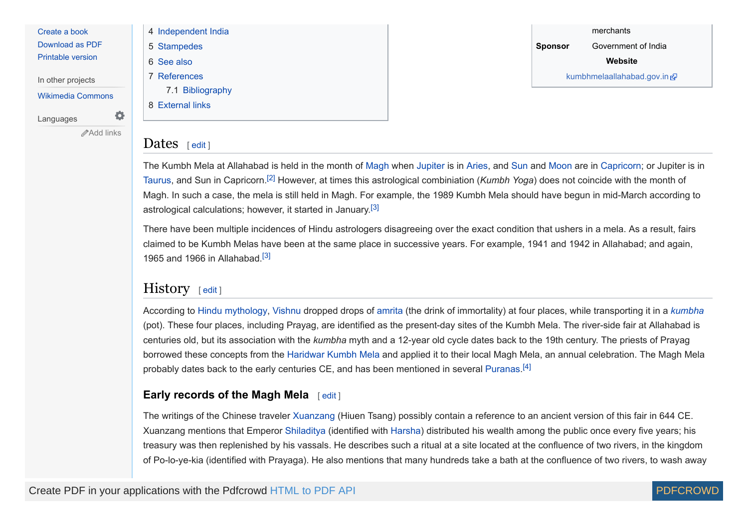- Create a book
- Download as PDF
- Printable version

In other projects

- Wikimedia Commons

Languages

Add links

4 Independent India
5 Stampedes
6 See also
7 References
7.1 Bibliography
8 External links

| | |
|---|---|
| | merchants |
| **Sponsor** | Government of India |
| **Website** | |
| kumbhmelaallahabad.gov.in | |

## Dates [ edit ]

The Kumbh Mela at Allahabad is held in the month of Magh when Jupiter is in Aries, and Sun and Moon are in Capricorn; or Jupiter is in Taurus, and Sun in Capricorn.[2] However, at times this astrological combiniation (*Kumbh Yoga*) does not coincide with the month of Magh. In such a case, the mela is still held in Magh. For example, the 1989 Kumbh Mela should have begun in mid-March according to astrological calculations; however, it started in January.[3]

There have been multiple incidences of Hindu astrologers disagreeing over the exact condition that ushers in a mela. As a result, fairs claimed to be Kumbh Melas have been at the same place in successive years. For example, 1941 and 1942 in Allahabad; and again, 1965 and 1966 in Allahabad.[3]

## History [ edit ]

According to Hindu mythology, Vishnu dropped drops of amrita (the drink of immortality) at four places, while transporting it in a *kumbha* (pot). These four places, including Prayag, are identified as the present-day sites of the Kumbh Mela. The river-side fair at Allahabad is centuries old, but its association with the *kumbha* myth and a 12-year old cycle dates back to the 19th century. The priests of Prayag borrowed these concepts from the Haridwar Kumbh Mela and applied it to their local Magh Mela, an annual celebration. The Magh Mela probably dates back to the early centuries CE, and has been mentioned in several Puranas.[4]

### Early records of the Magh Mela [ edit ]

The writings of the Chinese traveler Xuanzang (Hiuen Tsang) possibly contain a reference to an ancient version of this fair in 644 CE. Xuanzang mentions that Emperor Shiladitya (identified with Harsha) distributed his wealth among the public once every five years; his treasury was then replenished by his vassals. He describes such a ritual at a site located at the confluence of two rivers, in the kingdom of Po-lo-ye-kia (identified with Prayaga). He also mentions that many hundreds take a bath at the confluence of two rivers, to wash away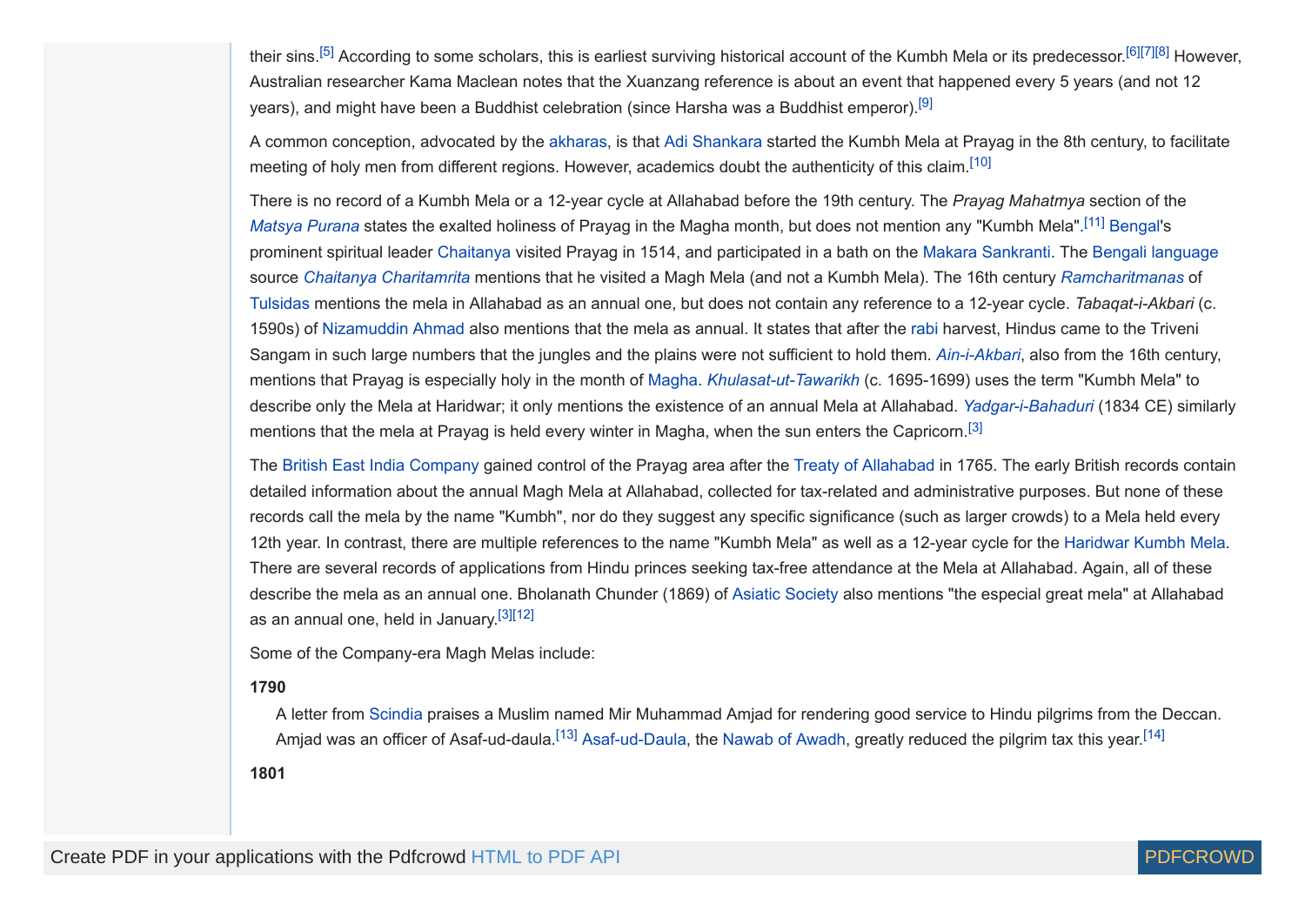their sins.[5] According to some scholars, this is earliest surviving historical account of the Kumbh Mela or its predecessor.[6][7][8] However, Australian researcher Kama Maclean notes that the Xuanzang reference is about an event that happened every 5 years (and not 12 years), and might have been a Buddhist celebration (since Harsha was a Buddhist emperor).[9]

A common conception, advocated by the akharas, is that Adi Shankara started the Kumbh Mela at Prayag in the 8th century, to facilitate meeting of holy men from different regions. However, academics doubt the authenticity of this claim.[10]

There is no record of a Kumbh Mela or a 12-year cycle at Allahabad before the 19th century. The *Prayag Mahatmya* section of the *Matsya Purana* states the exalted holiness of Prayag in the Magha month, but does not mention any "Kumbh Mela".[11] Bengal's prominent spiritual leader Chaitanya visited Prayag in 1514, and participated in a bath on the Makara Sankranti. The Bengali language source *Chaitanya Charitamrita* mentions that he visited a Magh Mela (and not a Kumbh Mela). The 16th century *Ramcharitmanas* of Tulsidas mentions the mela in Allahabad as an annual one, but does not contain any reference to a 12-year cycle. *Tabaqat-i-Akbari* (c. 1590s) of Nizamuddin Ahmad also mentions that the mela as annual. It states that after the rabi harvest, Hindus came to the Triveni Sangam in such large numbers that the jungles and the plains were not sufficient to hold them. *Ain-i-Akbari*, also from the 16th century, mentions that Prayag is especially holy in the month of Magha. *Khulasat-ut-Tawarikh* (c. 1695-1699) uses the term "Kumbh Mela" to describe only the Mela at Haridwar; it only mentions the existence of an annual Mela at Allahabad. *Yadgar-i-Bahaduri* (1834 CE) similarly mentions that the mela at Prayag is held every winter in Magha, when the sun enters the Capricorn.[3]

The British East India Company gained control of the Prayag area after the Treaty of Allahabad in 1765. The early British records contain detailed information about the annual Magh Mela at Allahabad, collected for tax-related and administrative purposes. But none of these records call the mela by the name "Kumbh", nor do they suggest any specific significance (such as larger crowds) to a Mela held every 12th year. In contrast, there are multiple references to the name "Kumbh Mela" as well as a 12-year cycle for the Haridwar Kumbh Mela. There are several records of applications from Hindu princes seeking tax-free attendance at the Mela at Allahabad. Again, all of these describe the mela as an annual one. Bholanath Chunder (1869) of Asiatic Society also mentions "the especial great mela" at Allahabad as an annual one, held in January.[3][12]

Some of the Company-era Magh Melas include:

**1790**

A letter from Scindia praises a Muslim named Mir Muhammad Amjad for rendering good service to Hindu pilgrims from the Deccan. Amjad was an officer of Asaf-ud-daula.[13] Asaf-ud-Daula, the Nawab of Awadh, greatly reduced the pilgrim tax this year.[14]

**1801**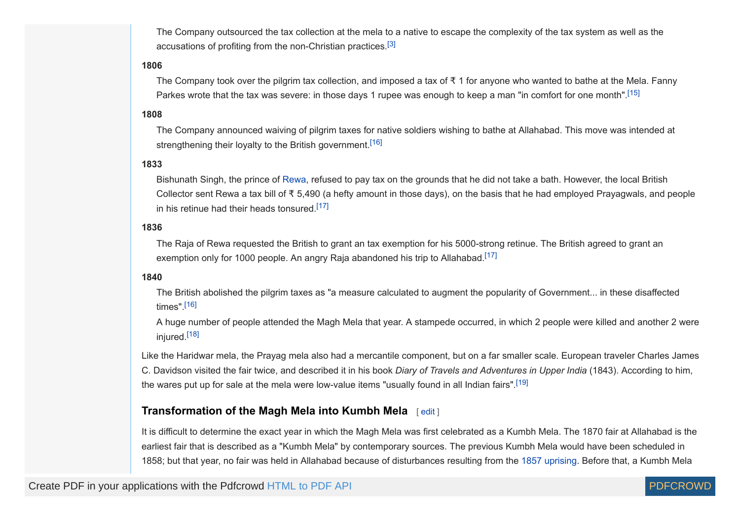The Company outsourced the tax collection at the mela to a native to escape the complexity of the tax system as well as the accusations of profiting from the non-Christian practices.[3]

**1806**

The Company took over the pilgrim tax collection, and imposed a tax of ₹ 1 for anyone who wanted to bathe at the Mela. Fanny Parkes wrote that the tax was severe: in those days 1 rupee was enough to keep a man "in comfort for one month".[15]

**1808**

The Company announced waiving of pilgrim taxes for native soldiers wishing to bathe at Allahabad. This move was intended at strengthening their loyalty to the British government.[16]

**1833**

Bishunath Singh, the prince of Rewa, refused to pay tax on the grounds that he did not take a bath. However, the local British Collector sent Rewa a tax bill of ₹ 5,490 (a hefty amount in those days), on the basis that he had employed Prayagwals, and people in his retinue had their heads tonsured.[17]

**1836**

The Raja of Rewa requested the British to grant an tax exemption for his 5000-strong retinue. The British agreed to grant an exemption only for 1000 people. An angry Raja abandoned his trip to Allahabad.[17]

**1840**

The British abolished the pilgrim taxes as "a measure calculated to augment the popularity of Government... in these disaffected times".[16]

A huge number of people attended the Magh Mela that year. A stampede occurred, in which 2 people were killed and another 2 were injured.[18]

Like the Haridwar mela, the Prayag mela also had a mercantile component, but on a far smaller scale. European traveler Charles James C. Davidson visited the fair twice, and described it in his book *Diary of Travels and Adventures in Upper India* (1843). According to him, the wares put up for sale at the mela were low-value items "usually found in all Indian fairs".[19]

### Transformation of the Magh Mela into Kumbh Mela [ edit ]

It is difficult to determine the exact year in which the Magh Mela was first celebrated as a Kumbh Mela. The 1870 fair at Allahabad is the earliest fair that is described as a "Kumbh Mela" by contemporary sources. The previous Kumbh Mela would have been scheduled in 1858; but that year, no fair was held in Allahabad because of disturbances resulting from the 1857 uprising. Before that, a Kumbh Mela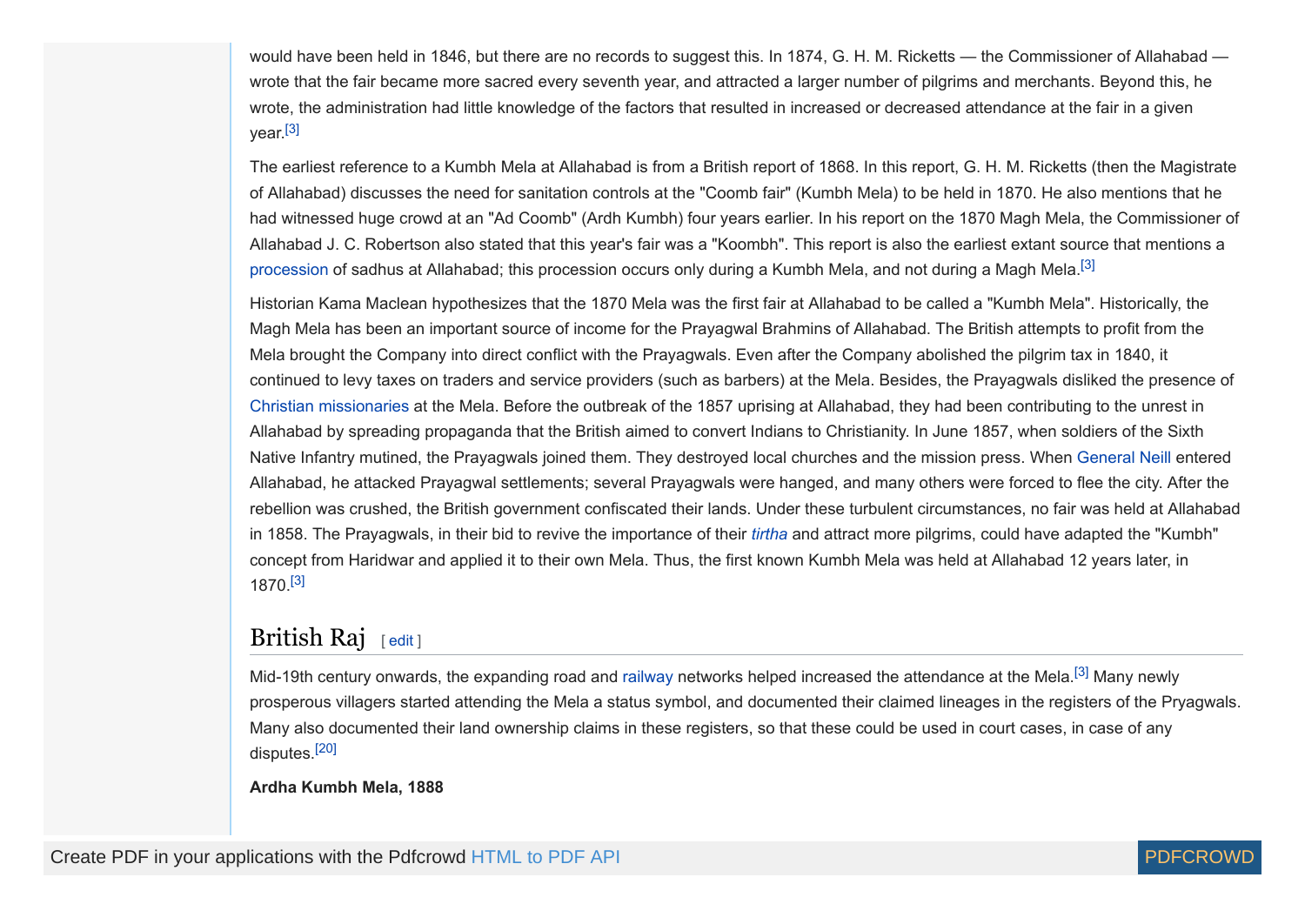would have been held in 1846, but there are no records to suggest this. In 1874, G. H. M. Ricketts — the Commissioner of Allahabad — wrote that the fair became more sacred every seventh year, and attracted a larger number of pilgrims and merchants. Beyond this, he wrote, the administration had little knowledge of the factors that resulted in increased or decreased attendance at the fair in a given year.[3]

The earliest reference to a Kumbh Mela at Allahabad is from a British report of 1868. In this report, G. H. M. Ricketts (then the Magistrate of Allahabad) discusses the need for sanitation controls at the "Coomb fair" (Kumbh Mela) to be held in 1870. He also mentions that he had witnessed huge crowd at an "Ad Coomb" (Ardh Kumbh) four years earlier. In his report on the 1870 Magh Mela, the Commissioner of Allahabad J. C. Robertson also stated that this year's fair was a "Koombh". This report is also the earliest extant source that mentions a procession of sadhus at Allahabad; this procession occurs only during a Kumbh Mela, and not during a Magh Mela.[3]

Historian Kama Maclean hypothesizes that the 1870 Mela was the first fair at Allahabad to be called a "Kumbh Mela". Historically, the Magh Mela has been an important source of income for the Prayagwal Brahmins of Allahabad. The British attempts to profit from the Mela brought the Company into direct conflict with the Prayagwals. Even after the Company abolished the pilgrim tax in 1840, it continued to levy taxes on traders and service providers (such as barbers) at the Mela. Besides, the Prayagwals disliked the presence of Christian missionaries at the Mela. Before the outbreak of the 1857 uprising at Allahabad, they had been contributing to the unrest in Allahabad by spreading propaganda that the British aimed to convert Indians to Christianity. In June 1857, when soldiers of the Sixth Native Infantry mutined, the Prayagwals joined them. They destroyed local churches and the mission press. When General Neill entered Allahabad, he attacked Prayagwal settlements; several Prayagwals were hanged, and many others were forced to flee the city. After the rebellion was crushed, the British government confiscated their lands. Under these turbulent circumstances, no fair was held at Allahabad in 1858. The Prayagwals, in their bid to revive the importance of their *tirtha* and attract more pilgrims, could have adapted the "Kumbh" concept from Haridwar and applied it to their own Mela. Thus, the first known Kumbh Mela was held at Allahabad 12 years later, in 1870.[3]

## British Raj

Mid-19th century onwards, the expanding road and railway networks helped increased the attendance at the Mela.[3] Many newly prosperous villagers started attending the Mela a status symbol, and documented their claimed lineages in the registers of the Pryagwals. Many also documented their land ownership claims in these registers, so that these could be used in court cases, in case of any disputes.[20]

**Ardha Kumbh Mela, 1888**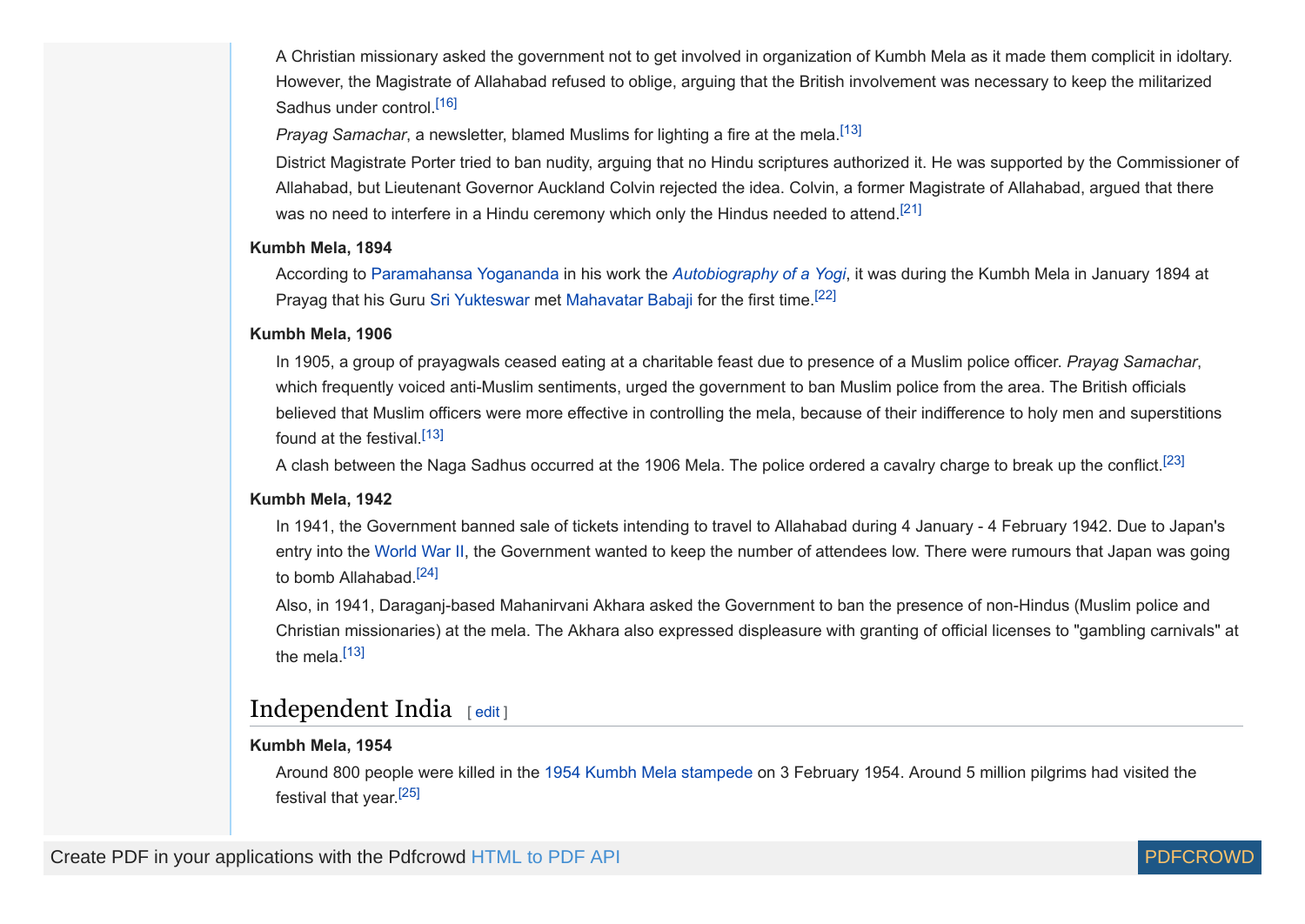A Christian missionary asked the government not to get involved in organization of Kumbh Mela as it made them complicit in idoltary. However, the Magistrate of Allahabad refused to oblige, arguing that the British involvement was necessary to keep the militarized Sadhus under control.[16]

*Prayag Samachar*, a newsletter, blamed Muslims for lighting a fire at the mela.[13]

District Magistrate Porter tried to ban nudity, arguing that no Hindu scriptures authorized it. He was supported by the Commissioner of Allahabad, but Lieutenant Governor Auckland Colvin rejected the idea. Colvin, a former Magistrate of Allahabad, argued that there was no need to interfere in a Hindu ceremony which only the Hindus needed to attend.[21]

**Kumbh Mela, 1894**

According to Paramahansa Yogananda in his work the *Autobiography of a Yogi*, it was during the Kumbh Mela in January 1894 at Prayag that his Guru Sri Yukteswar met Mahavatar Babaji for the first time.[22]

**Kumbh Mela, 1906**

In 1905, a group of prayagwals ceased eating at a charitable feast due to presence of a Muslim police officer. *Prayag Samachar*, which frequently voiced anti-Muslim sentiments, urged the government to ban Muslim police from the area. The British officials believed that Muslim officers were more effective in controlling the mela, because of their indifference to holy men and superstitions found at the festival.[13]

A clash between the Naga Sadhus occurred at the 1906 Mela. The police ordered a cavalry charge to break up the conflict.[23]

**Kumbh Mela, 1942**

In 1941, the Government banned sale of tickets intending to travel to Allahabad during 4 January - 4 February 1942. Due to Japan's entry into the World War II, the Government wanted to keep the number of attendees low. There were rumours that Japan was going to bomb Allahabad.[24]

Also, in 1941, Daraganj-based Mahanirvani Akhara asked the Government to ban the presence of non-Hindus (Muslim police and Christian missionaries) at the mela. The Akhara also expressed displeasure with granting of official licenses to "gambling carnivals" at the mela.[13]

## Independent India

**Kumbh Mela, 1954**

Around 800 people were killed in the 1954 Kumbh Mela stampede on 3 February 1954. Around 5 million pilgrims had visited the festival that year.[25]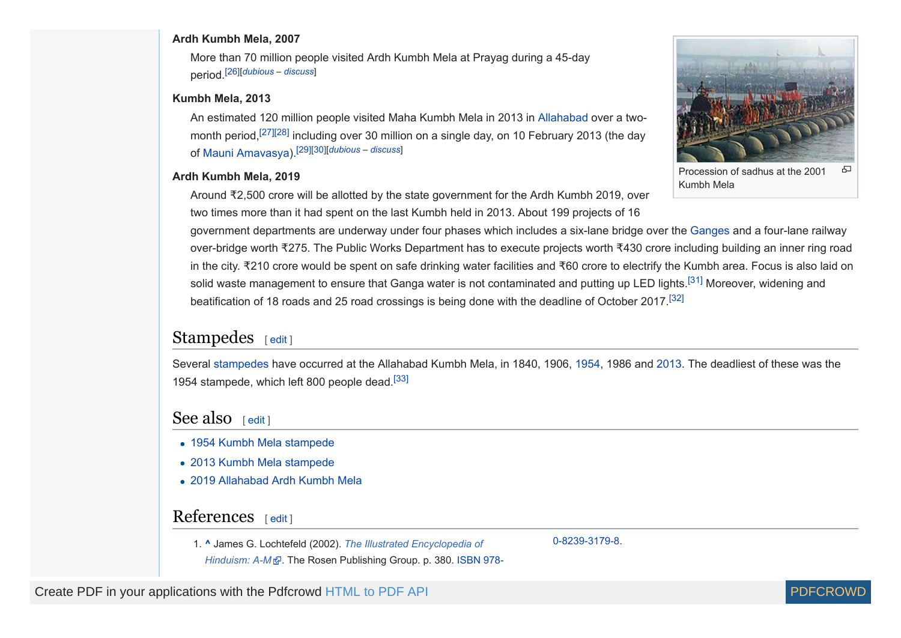**Ardh Kumbh Mela, 2007**

More than 70 million people visited Ardh Kumbh Mela at Prayag during a 45-day period.[26][dubious – discuss]

**Kumbh Mela, 2013**

An estimated 120 million people visited Maha Kumbh Mela in 2013 in Allahabad over a two-month period,[27][28] including over 30 million on a single day, on 10 February 2013 (the day of Mauni Amavasya).[29][30][dubious – discuss]

Procession of sadhus at the 2001 Kumbh Mela

**Ardh Kumbh Mela, 2019**

Around ₹2,500 crore will be allotted by the state government for the Ardh Kumbh 2019, over two times more than it had spent on the last Kumbh held in 2013. About 199 projects of 16 government departments are underway under four phases which includes a six-lane bridge over the Ganges and a four-lane railway over-bridge worth ₹275. The Public Works Department has to execute projects worth ₹430 crore including building an inner ring road in the city. ₹210 crore would be spent on safe drinking water facilities and ₹60 crore to electrify the Kumbh area. Focus is also laid on solid waste management to ensure that Ganga water is not contaminated and putting up LED lights.[31] Moreover, widening and beatification of 18 roads and 25 road crossings is being done with the deadline of October 2017.[32]

## Stampedes [ edit ]

Several stampedes have occurred at the Allahabad Kumbh Mela, in 1840, 1906, 1954, 1986 and 2013. The deadliest of these was the 1954 stampede, which left 800 people dead.[33]

## See also [ edit ]

- 1954 Kumbh Mela stampede
- 2013 Kumbh Mela stampede
- 2019 Allahabad Ardh Kumbh Mela

## References [ edit ]

1. ^ James G. Lochtefeld (2002). *The Illustrated Encyclopedia of Hinduism: A-M*. The Rosen Publishing Group. p. 380. ISBN 978-0-8239-3179-8.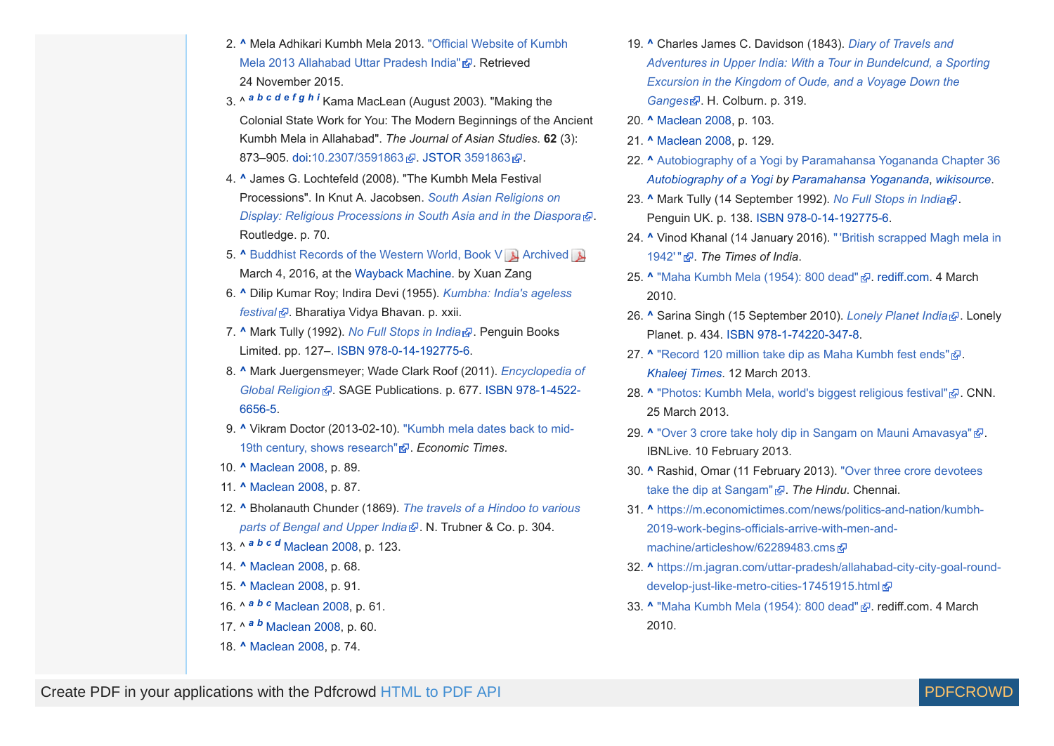2. ^ Mela Adhikari Kumbh Mela 2013. "Official Website of Kumbh Mela 2013 Allahabad Uttar Pradesh India". Retrieved 24 November 2015.
3. ^ *a b c d e f g h i* Kama MacLean (August 2003). "Making the Colonial State Work for You: The Modern Beginnings of the Ancient Kumbh Mela in Allahabad". *The Journal of Asian Studies*. **62** (3): 873–905. doi:10.2307/3591863. JSTOR 3591863.
4. ^ James G. Lochtefeld (2008). "The Kumbh Mela Festival Processions". In Knut A. Jacobsen. *South Asian Religions on Display: Religious Processions in South Asia and in the Diaspora*. Routledge. p. 70.
5. ^ Buddhist Records of the Western World, Book V Archived March 4, 2016, at the Wayback Machine. by Xuan Zang
6. ^ Dilip Kumar Roy; Indira Devi (1955). *Kumbha: India's ageless festival*. Bharatiya Vidya Bhavan. p. xxii.
7. ^ Mark Tully (1992). *No Full Stops in India*. Penguin Books Limited. pp. 127–. ISBN 978-0-14-192775-6.
8. ^ Mark Juergensmeyer; Wade Clark Roof (2011). *Encyclopedia of Global Religion*. SAGE Publications. p. 677. ISBN 978-1-4522-6656-5.
9. ^ Vikram Doctor (2013-02-10). "Kumbh mela dates back to mid-19th century, shows research". *Economic Times*.
10. ^ Maclean 2008, p. 89.
11. ^ Maclean 2008, p. 87.
12. ^ Bholanauth Chunder (1869). *The travels of a Hindoo to various parts of Bengal and Upper India*. N. Trubner & Co. p. 304.
13. ^ *a b c d* Maclean 2008, p. 123.
14. ^ Maclean 2008, p. 68.
15. ^ Maclean 2008, p. 91.
16. ^ *a b c* Maclean 2008, p. 61.
17. ^ *a b* Maclean 2008, p. 60.
18. ^ Maclean 2008, p. 74.
19. ^ Charles James C. Davidson (1843). *Diary of Travels and Adventures in Upper India: With a Tour in Bundelcund, a Sporting Excursion in the Kingdom of Oude, and a Voyage Down the Ganges*. H. Colburn. p. 319.
20. ^ Maclean 2008, p. 103.
21. ^ Maclean 2008, p. 129.
22. ^ Autobiography of a Yogi by Paramahansa Yogananda Chapter 36 *Autobiography of a Yogi* by *Paramahansa Yogananda*, *wikisource*.
23. ^ Mark Tully (14 September 1992). *No Full Stops in India*. Penguin UK. p. 138. ISBN 978-0-14-192775-6.
24. ^ Vinod Khanal (14 January 2016). "'British scrapped Magh mela in 1942' ". *The Times of India*.
25. ^ "Maha Kumbh Mela (1954): 800 dead". rediff.com. 4 March 2010.
26. ^ Sarina Singh (15 September 2010). *Lonely Planet India*. Lonely Planet. p. 434. ISBN 978-1-74220-347-8.
27. ^ "Record 120 million take dip as Maha Kumbh fest ends". *Khaleej Times*. 12 March 2013.
28. ^ "Photos: Kumbh Mela, world's biggest religious festival". CNN. 25 March 2013.
29. ^ "Over 3 crore take holy dip in Sangam on Mauni Amavasya". IBNLive. 10 February 2013.
30. ^ Rashid, Omar (11 February 2013). "Over three crore devotees take the dip at Sangam". *The Hindu*. Chennai.
31. ^ https://m.economictimes.com/news/politics-and-nation/kumbh-2019-work-begins-officials-arrive-with-men-and-machine/articleshow/62289483.cms
32. ^ https://m.jagran.com/uttar-pradesh/allahabad-city-city-goal-round-develop-just-like-metro-cities-17451915.html
33. ^ "Maha Kumbh Mela (1954): 800 dead". rediff.com. 4 March 2010.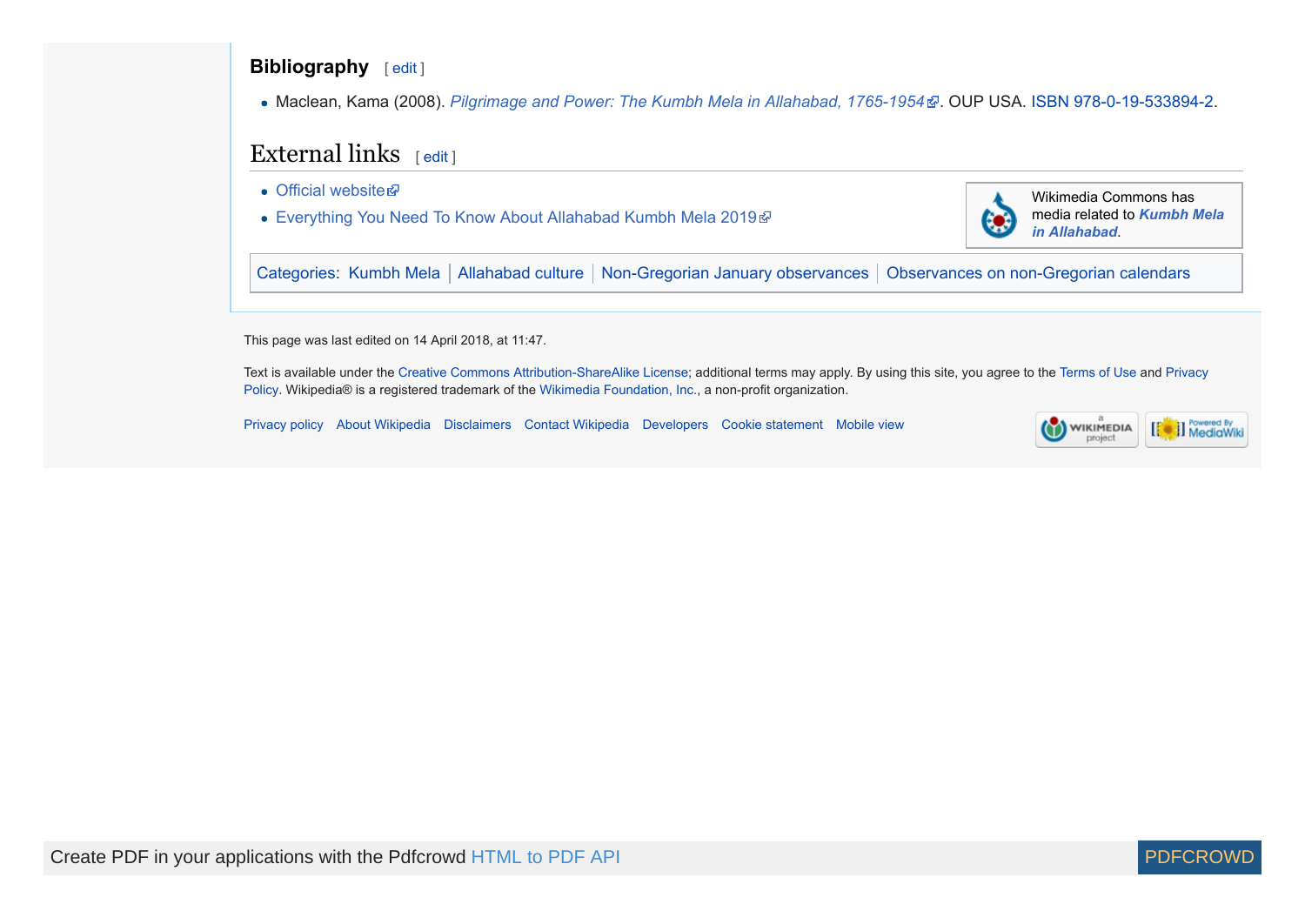## Bibliography

- Maclean, Kama (2008). *Pilgrimage and Power: The Kumbh Mela in Allahabad, 1765-1954*. OUP USA. ISBN 978-0-19-533894-2.

## External links

- Official website
- Everything You Need To Know About Allahabad Kumbh Mela 2019

Wikimedia Commons has media related to ***Kumbh Mela in Allahabad***.

Categories: Kumbh Mela | Allahabad culture | Non-Gregorian January observances | Observances on non-Gregorian calendars

This page was last edited on 14 April 2018, at 11:47.

Text is available under the Creative Commons Attribution-ShareAlike License; additional terms may apply. By using this site, you agree to the Terms of Use and Privacy Policy. Wikipedia® is a registered trademark of the Wikimedia Foundation, Inc., a non-profit organization.

Privacy policy About Wikipedia Disclaimers Contact Wikipedia Developers Cookie statement Mobile view